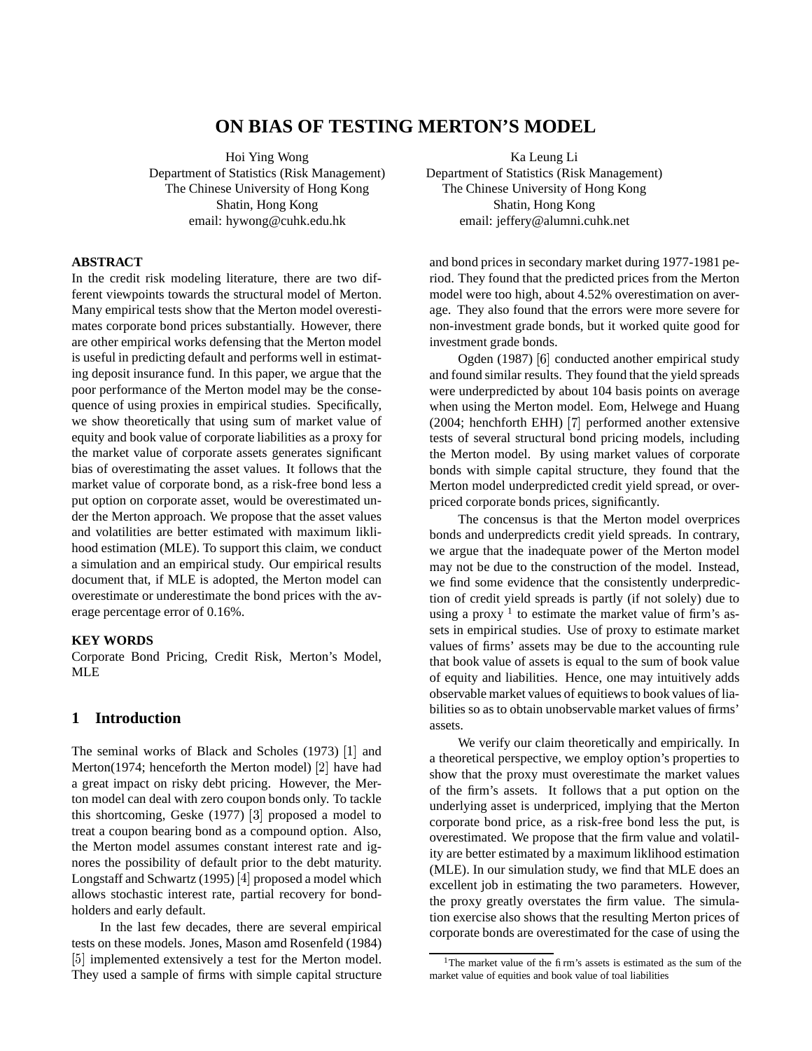# ON BIAS OF TESTING MERTON'S MODEL

Hoi Ying Wong
Department of Statistics (Risk Management)
The Chinese University of Hong Kong
Shatin, Hong Kong
email: hywong@cuhk.edu.hk

Ka Leung Li
Department of Statistics (Risk Management)
The Chinese University of Hong Kong
Shatin, Hong Kong
email: jeffery@alumni.cuhk.net

**ABSTRACT**

In the credit risk modeling literature, there are two different viewpoints towards the structural model of Merton. Many empirical tests show that the Merton model overestimates corporate bond prices substantially. However, there are other empirical works defensing that the Merton model is useful in predicting default and performs well in estimating deposit insurance fund. In this paper, we argue that the poor performance of the Merton model may be the consequence of using proxies in empirical studies. Specifically, we show theoretically that using sum of market value of equity and book value of corporate liabilities as a proxy for the market value of corporate assets generates significant bias of overestimating the asset values. It follows that the market value of corporate bond, as a risk-free bond less a put option on corporate asset, would be overestimated under the Merton approach. We propose that the asset values and volatilities are better estimated with maximum liklihood estimation (MLE). To support this claim, we conduct a simulation and an empirical study. Our empirical results document that, if MLE is adopted, the Merton model can overestimate or underestimate the bond prices with the average percentage error of 0.16%.

**KEY WORDS**

Corporate Bond Pricing, Credit Risk, Merton's Model, MLE

## 1 Introduction

The seminal works of Black and Scholes (1973) [1] and Merton(1974; henceforth the Merton model) [2] have had a great impact on risky debt pricing. However, the Merton model can deal with zero coupon bonds only. To tackle this shortcoming, Geske (1977) [3] proposed a model to treat a coupon bearing bond as a compound option. Also, the Merton model assumes constant interest rate and ignores the possibility of default prior to the debt maturity. Longstaff and Schwartz (1995) [4] proposed a model which allows stochastic interest rate, partial recovery for bondholders and early default.

In the last few decades, there are several empirical tests on these models. Jones, Mason amd Rosenfeld (1984) [5] implemented extensively a test for the Merton model. They used a sample of firms with simple capital structure and bond prices in secondary market during 1977-1981 period. They found that the predicted prices from the Merton model were too high, about 4.52% overestimation on average. They also found that the errors were more severe for non-investment grade bonds, but it worked quite good for investment grade bonds.

Ogden (1987) [6] conducted another empirical study and found similar results. They found that the yield spreads were underpredicted by about 104 basis points on average when using the Merton model. Eom, Helwege and Huang (2004; henchforth EHH) [7] performed another extensive tests of several structural bond pricing models, including the Merton model. By using market values of corporate bonds with simple capital structure, they found that the Merton model underpredicted credit yield spread, or overpriced corporate bonds prices, significantly.

The concensus is that the Merton model overprices bonds and underpredicts credit yield spreads. In contrary, we argue that the inadequate power of the Merton model may not be due to the construction of the model. Instead, we find some evidence that the consistently underprediction of credit yield spreads is partly (if not solely) due to using a proxy [1] to estimate the market value of firm's assets in empirical studies. Use of proxy to estimate market values of firms' assets may be due to the accounting rule that book value of assets is equal to the sum of book value of equity and liabilities. Hence, one may intuitively adds observable market values of equitiews to book values of liabilities so as to obtain unobservable market values of firms' assets.

We verify our claim theoretically and empirically. In a theoretical perspective, we employ option's properties to show that the proxy must overestimate the market values of the firm's assets. It follows that a put option on the underlying asset is underpriced, implying that the Merton corporate bond price, as a risk-free bond less the put, is overestimated. We propose that the firm value and volatility are better estimated by a maximum liklihood estimation (MLE). In our simulation study, we find that MLE does an excellent job in estimating the two parameters. However, the proxy greatly overstates the firm value. The simulation exercise also shows that the resulting Merton prices of corporate bonds are overestimated for the case of using the

[1] The market value of the firm's assets is estimated as the sum of the market value of equities and book value of toal liabilities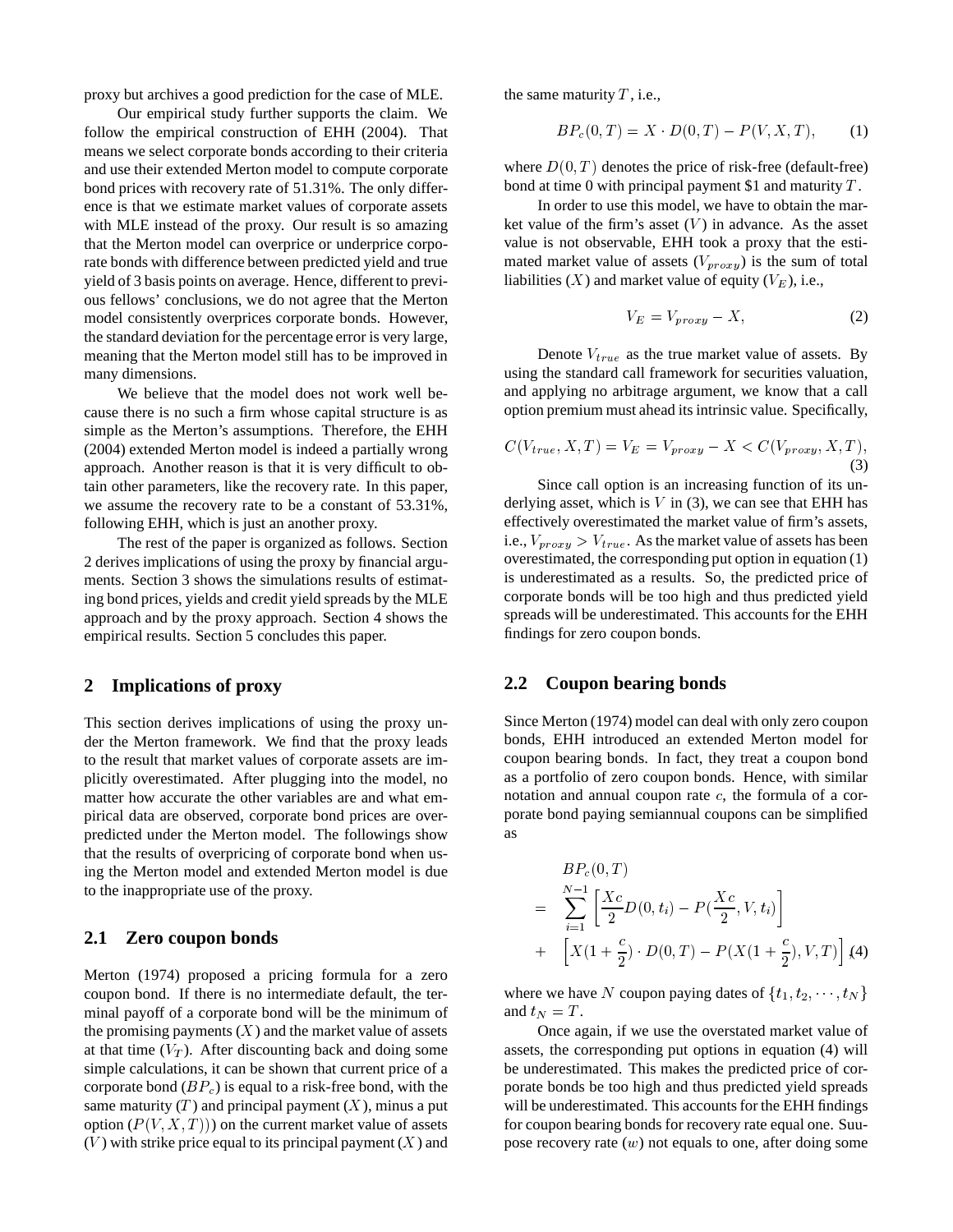proxy but archives a good prediction for the case of MLE.

Our empirical study further supports the claim. We follow the empirical construction of EHH (2004). That means we select corporate bonds according to their criteria and use their extended Merton model to compute corporate bond prices with recovery rate of 51.31%. The only difference is that we estimate market values of corporate assets with MLE instead of the proxy. Our result is so amazing that the Merton model can overprice or underprice corporate bonds with difference between predicted yield and true yield of 3 basis points on average. Hence, different to previous fellows' conclusions, we do not agree that the Merton model consistently overprices corporate bonds. However, the standard deviation for the percentage error is very large, meaning that the Merton model still has to be improved in many dimensions.

We believe that the model does not work well because there is no such a firm whose capital structure is as simple as the Merton's assumptions. Therefore, the EHH (2004) extended Merton model is indeed a partially wrong approach. Another reason is that it is very difficult to obtain other parameters, like the recovery rate. In this paper, we assume the recovery rate to be a constant of 53.31%, following EHH, which is just an another proxy.

The rest of the paper is organized as follows. Section 2 derives implications of using the proxy by financial arguments. Section 3 shows the simulations results of estimating bond prices, yields and credit yield spreads by the MLE approach and by the proxy approach. Section 4 shows the empirical results. Section 5 concludes this paper.

## 2 Implications of proxy

This section derives implications of using the proxy under the Merton framework. We find that the proxy leads to the result that market values of corporate assets are implicitly overestimated. After plugging into the model, no matter how accurate the other variables are and what empirical data are observed, corporate bond prices are overpredicted under the Merton model. The followings show that the results of overpricing of corporate bond when using the Merton model and extended Merton model is due to the inappropriate use of the proxy.

### 2.1 Zero coupon bonds

Merton (1974) proposed a pricing formula for a zero coupon bond. If there is no intermediate default, the terminal payoff of a corporate bond will be the minimum of the promising payments ($X$) and the market value of assets at that time ($V_T$). After discounting back and doing some simple calculations, it can be shown that current price of a corporate bond ($BP_c$) is equal to a risk-free bond, with the same maturity ($T$) and principal payment ($X$), minus a put option ($P(V, X, T)$)) on the current market value of assets ($V$) with strike price equal to its principal payment ($X$) and the same maturity $T$, i.e.,

$$BP_c(0, T) = X \cdot D(0, T) - P(V, X, T), \qquad (1)$$

where $D(0, T)$ denotes the price of risk-free (default-free) bond at time 0 with principal payment \$1 and maturity $T$.

In order to use this model, we have to obtain the market value of the firm's asset ($V$) in advance. As the asset value is not observable, EHH took a proxy that the estimated market value of assets ($V_{proxy}$) is the sum of total liabilities ($X$) and market value of equity ($V_E$), i.e.,

$$V_E = V_{proxy} - X, \qquad (2)$$

Denote $V_{true}$ as the true market value of assets. By using the standard call framework for securities valuation, and applying no arbitrage argument, we know that a call option premium must ahead its intrinsic value. Specifically,

$$C(V_{true}, X, T) = V_E = V_{proxy} - X < C(V_{proxy}, X, T), \qquad (3)$$

Since call option is an increasing function of its underlying asset, which is $V$ in (3), we can see that EHH has effectively overestimated the market value of firm's assets, i.e., $V_{proxy} > V_{true}$. As the market value of assets has been overestimated, the corresponding put option in equation (1) is underestimated as a results. So, the predicted price of corporate bonds will be too high and thus predicted yield spreads will be underestimated. This accounts for the EHH findings for zero coupon bonds.

### 2.2 Coupon bearing bonds

Since Merton (1974) model can deal with only zero coupon bonds, EHH introduced an extended Merton model for coupon bearing bonds. In fact, they treat a coupon bond as a portfolio of zero coupon bonds. Hence, with similar notation and annual coupon rate $c$, the formula of a corporate bond paying semiannual coupons can be simplified as

$$\begin{aligned} & BP_c(0, T) \\ = & \sum_{i=1}^{N-1} \left[ \frac{Xc}{2} D(0, t_i) - P(\frac{Xc}{2}, V, t_i) \right] \\ + & \left[ X(1 + \frac{c}{2}) \cdot D(0, T) - P(X(1 + \frac{c}{2}), V, T) \right] \end{aligned} \qquad (4)$$

where we have $N$ coupon paying dates of $\{t_1, t_2, \cdots, t_N\}$ and $t_N = T$.

Once again, if we use the overstated market value of assets, the corresponding put options in equation (4) will be underestimated. This makes the predicted price of corporate bonds be too high and thus predicted yield spreads will be underestimated. This accounts for the EHH findings for coupon bearing bonds for recovery rate equal one. Suppose recovery rate ($w$) not equals to one, after doing some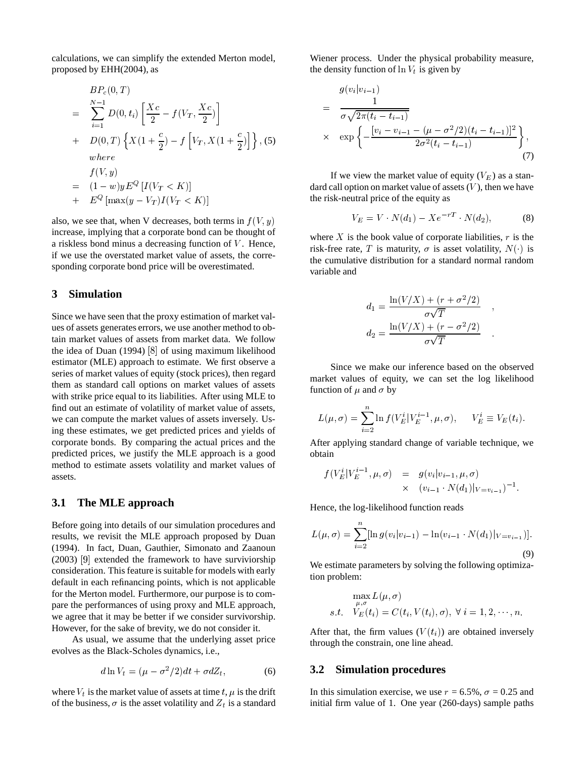calculations, we can simplify the extended Merton model, proposed by EHH(2004), as

$$
\begin{aligned}
& BP_c(0,T) \\
= & \sum_{i=1}^{N-1} D(0,t_i)\left[\frac{Xc}{2} - f(V_T, \frac{Xc}{2})\right] \\
+ & D(0,T)\left\{X(1+\frac{c}{2}) - f\left[V_T, X(1+\frac{c}{2})\right]\right\}, \quad (5) \\
& where \\
& f(V,y) \\
= & (1-w)yE^Q\left[I(V_T < K)\right] \\
+ & E^Q\left[\max(y - V_T)I(V_T < K)\right]
\end{aligned}
$$

also, we see that, when V decreases, both terms in $f(V,y)$ increase, implying that a corporate bond can be thought of a riskless bond minus a decreasing function of $V$. Hence, if we use the overstated market value of assets, the corresponding corporate bond price will be overestimated.

## 3 Simulation

Since we have seen that the proxy estimation of market values of assets generates errors, we use another method to obtain market values of assets from market data. We follow the idea of Duan (1994) [8] of using maximum likelihood estimator (MLE) approach to estimate. We first observe a series of market values of equity (stock prices), then regard them as standard call options on market values of assets with strike price equal to its liabilities. After using MLE to find out an estimate of volatility of market value of assets, we can compute the market values of assets inversely. Using these estimates, we get predicted prices and yields of corporate bonds. By comparing the actual prices and the predicted prices, we justify the MLE approach is a good method to estimate assets volatility and market values of assets.

### 3.1 The MLE approach

Before going into details of our simulation procedures and results, we revisit the MLE approach proposed by Duan (1994). In fact, Duan, Gauthier, Simonato and Zaanoun (2003) [9] extended the framework to have surviviorship consideration. This feature is suitable for models with early default in each refinancing points, which is not applicable for the Merton model. Furthermore, our purpose is to compare the performances of using proxy and MLE approach, we agree that it may be better if we consider survivorship. However, for the sake of brevity, we do not consider it.

As usual, we assume that the underlying asset price evolves as the Black-Scholes dynamics, i.e.,

$$
d\ln V_t = (\mu - \sigma^2/2)dt + \sigma dZ_t, \qquad (6)
$$

where $V_t$ is the market value of assets at time $t$, $\mu$ is the drift of the business, $\sigma$ is the asset volatility and $Z_t$ is a standard Wiener process. Under the physical probability measure, the density function of $\ln V_t$ is given by

$$
\begin{aligned}
& g(v_i|v_{i-1}) \\
= & \frac{1}{\sigma\sqrt{2\pi(t_i - t_{i-1})}} \\
\times & \exp\left\{-\frac{[v_i - v_{i-1} - (\mu - \sigma^2/2)(t_i - t_{i-1})]^2}{2\sigma^2(t_i - t_{i-1})}\right\}, \qquad (7)
\end{aligned}
$$

If we view the market value of equity ($V_E$) as a standard call option on market value of assets ($V$), then we have the risk-neutral price of the equity as

$$
V_E = V \cdot N(d_1) - Xe^{-rT} \cdot N(d_2), \qquad (8)
$$

where $X$ is the book value of corporate liabilities, $r$ is the risk-free rate, $T$ is maturity, $\sigma$ is asset volatility, $N(\cdot)$ is the cumulative distribution for a standard normal random variable and

$$
d_1 = \frac{\ln(V/X) + (r + \sigma^2/2)}{\sigma\sqrt{T}} \quad ,
$$

$$
d_2 = \frac{\ln(V/X) + (r - \sigma^2/2)}{\sigma\sqrt{T}} \quad .
$$

Since we make our inference based on the observed market values of equity, we can set the log likelihood function of $\mu$ and $\sigma$ by

$$
L(\mu,\sigma) = \sum_{i=2}^{n} \ln f(V_E^i|V_E^{i-1},\mu,\sigma), \qquad V_E^i \equiv V_E(t_i).
$$

After applying standard change of variable technique, we obtain

$$
\begin{aligned}
f(V_E^i|V_E^{i-1},\mu,\sigma) &= g(v_i|v_{i-1},\mu,\sigma) \\
&\times (v_{i-1} \cdot N(d_1)|_{V=v_{i-1}})^{-1}.
\end{aligned}
$$

Hence, the log-likelihood function reads

$$
L(\mu,\sigma) = \sum_{i=2}^{n}[\ln g(v_i|v_{i-1}) - \ln(v_{i-1} \cdot N(d_1)|_{V=v_{i-1}})]. \qquad (9)
$$

We estimate parameters by solving the following optimization problem:

$$
\begin{aligned}
& \max_{\mu,\sigma} L(\mu,\sigma) \\
s.t. \quad & V_E(t_i) = C(t_i, V(t_i), \sigma), \ \forall\, i = 1,2,\cdots,n.
\end{aligned}
$$

After that, the firm values ($V(t_i)$) are obtained inversely through the constrain, one line ahead.

### 3.2 Simulation procedures

In this simulation exercise, we use $r$ = 6.5%, $\sigma$ = 0.25 and initial firm value of 1. One year (260-days) sample paths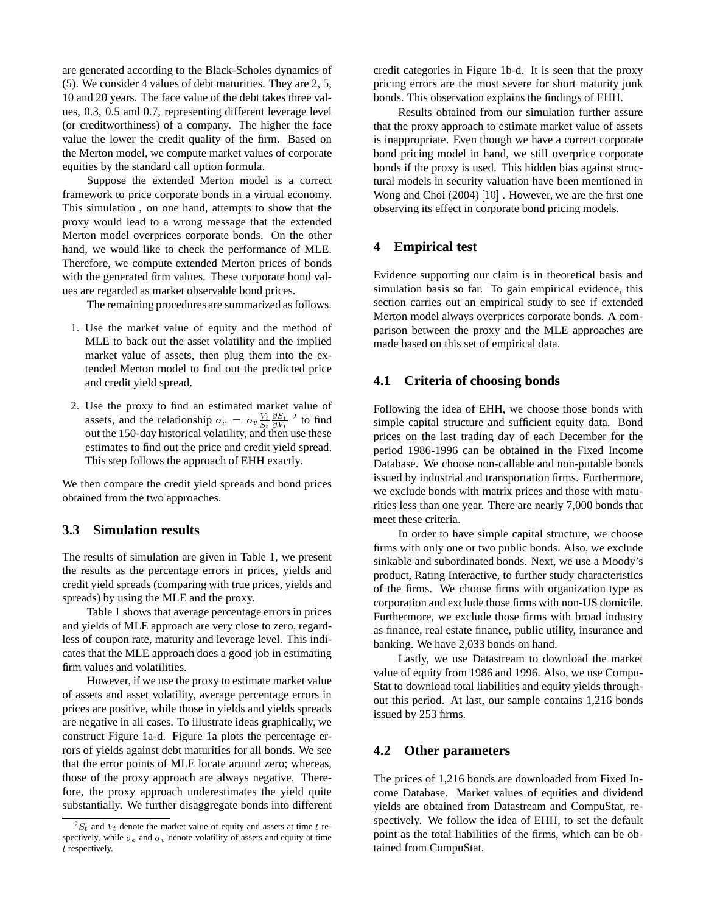are generated according to the Black-Scholes dynamics of (5). We consider 4 values of debt maturities. They are 2, 5, 10 and 20 years. The face value of the debt takes three values, 0.3, 0.5 and 0.7, representing different leverage level (or creditworthiness) of a company. The higher the face value the lower the credit quality of the firm. Based on the Merton model, we compute market values of corporate equities by the standard call option formula.

Suppose the extended Merton model is a correct framework to price corporate bonds in a virtual economy. This simulation , on one hand, attempts to show that the proxy would lead to a wrong message that the extended Merton model overprices corporate bonds. On the other hand, we would like to check the performance of MLE. Therefore, we compute extended Merton prices of bonds with the generated firm values. These corporate bond values are regarded as market observable bond prices.

The remaining procedures are summarized as follows.

1. Use the market value of equity and the method of MLE to back out the asset volatility and the implied market value of assets, then plug them into the extended Merton model to find out the predicted price and credit yield spread.

2. Use the proxy to find an estimated market value of assets, and the relationship $\sigma_e = \sigma_v \frac{V_t}{S_t} \frac{\partial S_t}{\partial V_t}$ [2] to find out the 150-day historical volatility, and then use these estimates to find out the price and credit yield spread. This step follows the approach of EHH exactly.

We then compare the credit yield spreads and bond prices obtained from the two approaches.

## 3.3 Simulation results

The results of simulation are given in Table 1, we present the results as the percentage errors in prices, yields and credit yield spreads (comparing with true prices, yields and spreads) by using the MLE and the proxy.

Table 1 shows that average percentage errors in prices and yields of MLE approach are very close to zero, regardless of coupon rate, maturity and leverage level. This indicates that the MLE approach does a good job in estimating firm values and volatilities.

However, if we use the proxy to estimate market value of assets and asset volatility, average percentage errors in prices are positive, while those in yields and yields spreads are negative in all cases. To illustrate ideas graphically, we construct Figure 1a-d. Figure 1a plots the percentage errors of yields against debt maturities for all bonds. We see that the error points of MLE locate around zero; whereas, those of the proxy approach are always negative. Therefore, the proxy approach underestimates the yield quite substantially. We further disaggregate bonds into different credit categories in Figure 1b-d. It is seen that the proxy pricing errors are the most severe for short maturity junk bonds. This observation explains the findings of EHH.

Results obtained from our simulation further assure that the proxy approach to estimate market value of assets is inappropriate. Even though we have a correct corporate bond pricing model in hand, we still overprice corporate bonds if the proxy is used. This hidden bias against structural models in security valuation have been mentioned in Wong and Choi (2004) [10] . However, we are the first one observing its effect in corporate bond pricing models.

## 4 Empirical test

Evidence supporting our claim is in theoretical basis and simulation basis so far. To gain empirical evidence, this section carries out an empirical study to see if extended Merton model always overprices corporate bonds. A comparison between the proxy and the MLE approaches are made based on this set of empirical data.

## 4.1 Criteria of choosing bonds

Following the idea of EHH, we choose those bonds with simple capital structure and sufficient equity data. Bond prices on the last trading day of each December for the period 1986-1996 can be obtained in the Fixed Income Database. We choose non-callable and non-putable bonds issued by industrial and transportation firms. Furthermore, we exclude bonds with matrix prices and those with maturities less than one year. There are nearly 7,000 bonds that meet these criteria.

In order to have simple capital structure, we choose firms with only one or two public bonds. Also, we exclude sinkable and subordinated bonds. Next, we use a Moody's product, Rating Interactive, to further study characteristics of the firms. We choose firms with organization type as corporation and exclude those firms with non-US domicile. Furthermore, we exclude those firms with broad industry as finance, real estate finance, public utility, insurance and banking. We have 2,033 bonds on hand.

Lastly, we use Datastream to download the market value of equity from 1986 and 1996. Also, we use CompuStat to download total liabilities and equity yields throughout this period. At last, our sample contains 1,216 bonds issued by 253 firms.

## 4.2 Other parameters

The prices of 1,216 bonds are downloaded from Fixed Income Database. Market values of equities and dividend yields are obtained from Datastream and CompuStat, respectively. We follow the idea of EHH, to set the default point as the total liabilities of the firms, which can be obtained from CompuStat.

---

[2] $S_t$ and $V_t$ denote the market value of equity and assets at time $t$ respectively, while $\sigma_e$ and $\sigma_v$ denote volatility of assets and equity at time $t$ respectively.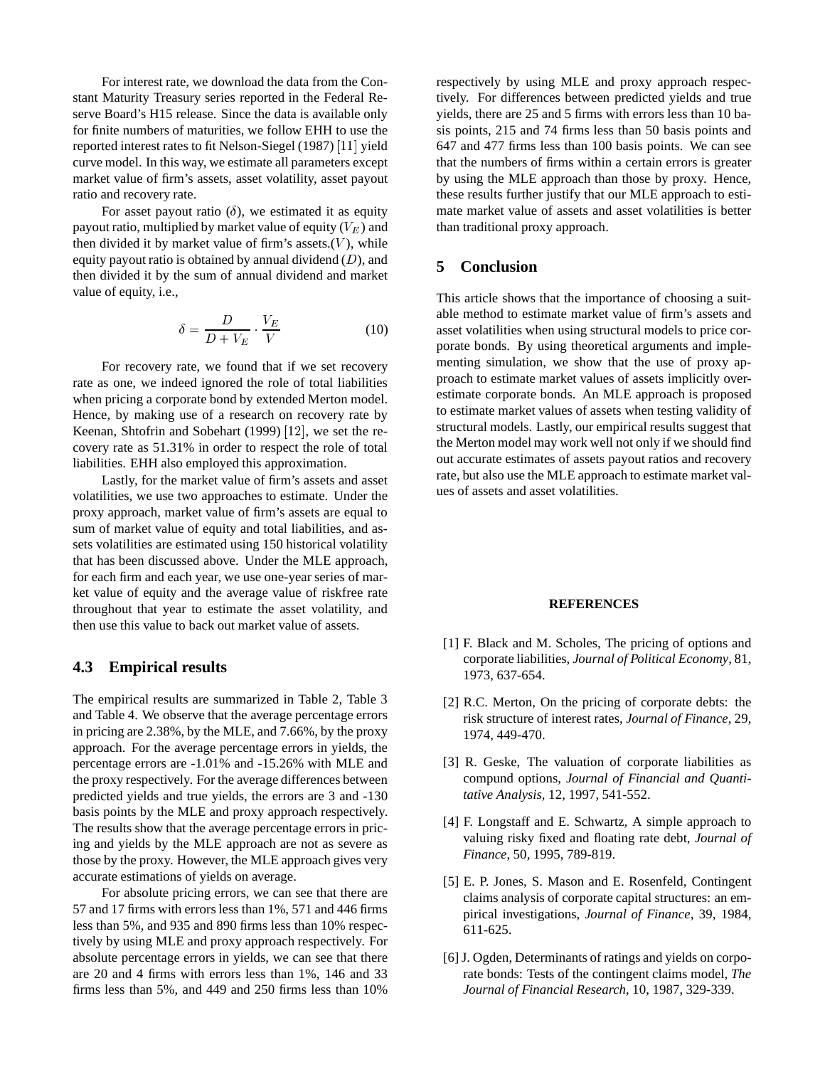For interest rate, we download the data from the Constant Maturity Treasury series reported in the Federal Reserve Board's H15 release. Since the data is available only for finite numbers of maturities, we follow EHH to use the reported interest rates to fit Nelson-Siegel (1987) [11] yield curve model. In this way, we estimate all parameters except market value of firm's assets, asset volatility, asset payout ratio and recovery rate.

For asset payout ratio ($\delta$), we estimated it as equity payout ratio, multiplied by market value of equity ($V_E$) and then divided it by market value of firm's assets.($V$), while equity payout ratio is obtained by annual dividend ($D$), and then divided it by the sum of annual dividend and market value of equity, i.e.,

$$\delta = \frac{D}{D + V_E} \cdot \frac{V_E}{V} \tag{10}$$

For recovery rate, we found that if we set recovery rate as one, we indeed ignored the role of total liabilities when pricing a corporate bond by extended Merton model. Hence, by making use of a research on recovery rate by Keenan, Shtofrin and Sobehart (1999) [12], we set the recovery rate as 51.31% in order to respect the role of total liabilities. EHH also employed this approximation.

Lastly, for the market value of firm's assets and asset volatilities, we use two approaches to estimate. Under the proxy approach, market value of firm's assets are equal to sum of market value of equity and total liabilities, and assets volatilities are estimated using 150 historical volatility that has been discussed above. Under the MLE approach, for each firm and each year, we use one-year series of market value of equity and the average value of riskfree rate throughout that year to estimate the asset volatility, and then use this value to back out market value of assets.

### 4.3 Empirical results

The empirical results are summarized in Table 2, Table 3 and Table 4. We observe that the average percentage errors in pricing are 2.38%, by the MLE, and 7.66%, by the proxy approach. For the average percentage errors in yields, the percentage errors are -1.01% and -15.26% with MLE and the proxy respectively. For the average differences between predicted yields and true yields, the errors are 3 and -130 basis points by the MLE and proxy approach respectively. The results show that the average percentage errors in pricing and yields by the MLE approach are not as severe as those by the proxy. However, the MLE approach gives very accurate estimations of yields on average.

For absolute pricing errors, we can see that there are 57 and 17 firms with errors less than 1%, 571 and 446 firms less than 5%, and 935 and 890 firms less than 10% respectively by using MLE and proxy approach respectively. For absolute percentage errors in yields, we can see that there are 20 and 4 firms with errors less than 1%, 146 and 33 firms less than 5%, and 449 and 250 firms less than 10% respectively by using MLE and proxy approach respectively. For differences between predicted yields and true yields, there are 25 and 5 firms with errors less than 10 basis points, 215 and 74 firms less than 50 basis points and 647 and 477 firms less than 100 basis points. We can see that the numbers of firms within a certain errors is greater by using the MLE approach than those by proxy. Hence, these results further justify that our MLE approach to estimate market value of assets and asset volatilities is better than traditional proxy approach.

## 5 Conclusion

This article shows that the importance of choosing a suitable method to estimate market value of firm's assets and asset volatilities when using structural models to price corporate bonds. By using theoretical arguments and implementing simulation, we show that the use of proxy approach to estimate market values of assets implicitly overestimate corporate bonds. An MLE approach is proposed to estimate market values of assets when testing validity of structural models. Lastly, our empirical results suggest that the Merton model may work well not only if we should find out accurate estimates of assets payout ratios and recovery rate, but also use the MLE approach to estimate market values of assets and asset volatilities.

**REFERENCES**

[1] F. Black and M. Scholes, The pricing of options and corporate liabilities, *Journal of Political Economy*, 81, 1973, 637-654.

[2] R.C. Merton, On the pricing of corporate debts: the risk structure of interest rates, *Journal of Finance*, 29, 1974, 449-470.

[3] R. Geske, The valuation of corporate liabilities as compund options, *Journal of Financial and Quantitative Analysis*, 12, 1997, 541-552.

[4] F. Longstaff and E. Schwartz, A simple approach to valuing risky fixed and floating rate debt, *Journal of Finance*, 50, 1995, 789-819.

[5] E. P. Jones, S. Mason and E. Rosenfeld, Contingent claims analysis of corporate capital structures: an empirical investigations, *Journal of Finance*, 39, 1984, 611-625.

[6] J. Ogden, Determinants of ratings and yields on corporate bonds: Tests of the contingent claims model, *The Journal of Financial Research*, 10, 1987, 329-339.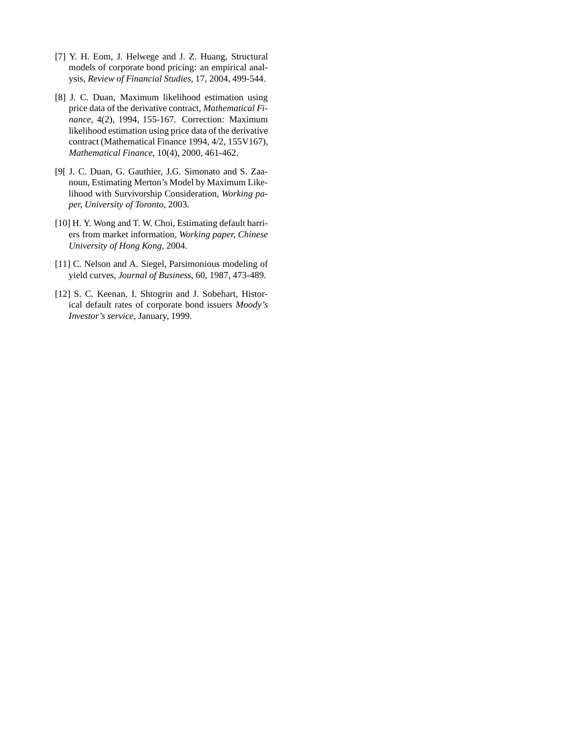[7] Y. H. Eom, J. Helwege and J. Z. Huang, Structural models of corporate bond pricing: an empirical analysis, *Review of Financial Studies*, 17, 2004, 499-544.

[8] J. C. Duan, Maximum likelihood estimation using price data of the derivative contract, *Mathematical Finance*, 4(2), 1994, 155-167. Correction: Maximum likelihood estimation using price data of the derivative contract (Mathematical Finance 1994, 4/2, 155V167), *Mathematical Finance*, 10(4), 2000, 461-462.

[9[ J. C. Duan, G. Gauthier, J.G. Simonato and S. Zaanoun, Estimating Merton's Model by Maximum Likelihood with Survivorship Consideration, *Working paper, University of Toronto*, 2003.

[10] H. Y. Wong and T. W. Choi, Estimating default barriers from market information, *Working paper, Chinese University of Hong Kong*, 2004.

[11] C. Nelson and A. Siegel, Parsimonious modeling of yield curves, *Journal of Business*, 60, 1987, 473-489.

[12] S. C. Keenan, I. Shtogrin and J. Sobehart, Historical default rates of corporate bond issuers *Moody's Investor's service*, January, 1999.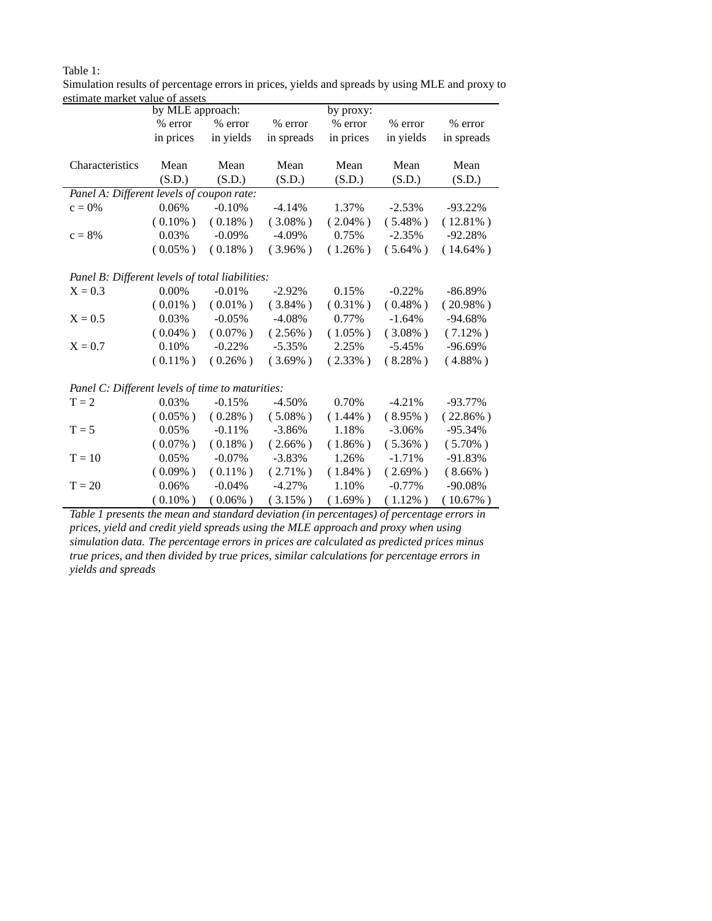Table 1:

Simulation results of percentage errors in prices, yields and spreads by using MLE and proxy to estimate market value of assets

| | by MLE approach: | | | by proxy: | | |
|---|---|---|---|---|---|---|
| | % error in prices | % error in yields | % error in spreads | % error in prices | % error in yields | % error in spreads |
| Characteristics | Mean (S.D.) | Mean (S.D.) | Mean (S.D.) | Mean (S.D.) | Mean (S.D.) | Mean (S.D.) |
| *Panel A: Different levels of coupon rate:* | | | | | | |
| c = 0% | 0.06% | -0.10% | -4.14% | 1.37% | -2.53% | -93.22% |
| | ( 0.10% ) | ( 0.18% ) | ( 3.08% ) | ( 2.04% ) | ( 5.48% ) | ( 12.81% ) |
| c = 8% | 0.03% | -0.09% | -4.09% | 0.75% | -2.35% | -92.28% |
| | ( 0.05% ) | ( 0.18% ) | ( 3.96% ) | ( 1.26% ) | ( 5.64% ) | ( 14.64% ) |
| *Panel B: Different levels of total liabilities:* | | | | | | |
| X = 0.3 | 0.00% | -0.01% | -2.92% | 0.15% | -0.22% | -86.89% |
| | ( 0.01% ) | ( 0.01% ) | ( 3.84% ) | ( 0.31% ) | ( 0.48% ) | ( 20.98% ) |
| X = 0.5 | 0.03% | -0.05% | -4.08% | 0.77% | -1.64% | -94.68% |
| | ( 0.04% ) | ( 0.07% ) | ( 2.56% ) | ( 1.05% ) | ( 3.08% ) | ( 7.12% ) |
| X = 0.7 | 0.10% | -0.22% | -5.35% | 2.25% | -5.45% | -96.69% |
| | ( 0.11% ) | ( 0.26% ) | ( 3.69% ) | ( 2.33% ) | ( 8.28% ) | ( 4.88% ) |
| *Panel C: Different levels of time to maturities:* | | | | | | |
| T = 2 | 0.03% | -0.15% | -4.50% | 0.70% | -4.21% | -93.77% |
| | ( 0.05% ) | ( 0.28% ) | ( 5.08% ) | ( 1.44% ) | ( 8.95% ) | ( 22.86% ) |
| T = 5 | 0.05% | -0.11% | -3.86% | 1.18% | -3.06% | -95.34% |
| | ( 0.07% ) | ( 0.18% ) | ( 2.66% ) | ( 1.86% ) | ( 5.36% ) | ( 5.70% ) |
| T = 10 | 0.05% | -0.07% | -3.83% | 1.26% | -1.71% | -91.83% |
| | ( 0.09% ) | ( 0.11% ) | ( 2.71% ) | ( 1.84% ) | ( 2.69% ) | ( 8.66% ) |
| T = 20 | 0.06% | -0.04% | -4.27% | 1.10% | -0.77% | -90.08% |
| | ( 0.10% ) | ( 0.06% ) | ( 3.15% ) | ( 1.69% ) | ( 1.12% ) | ( 10.67% ) |

*Table 1 presents the mean and standard deviation (in percentages) of percentage errors in prices, yield and credit yield spreads using the MLE approach and proxy when using simulation data. The percentage errors in prices are calculated as predicted prices minus true prices, and then divided by true prices, similar calculations for percentage errors in yields and spreads*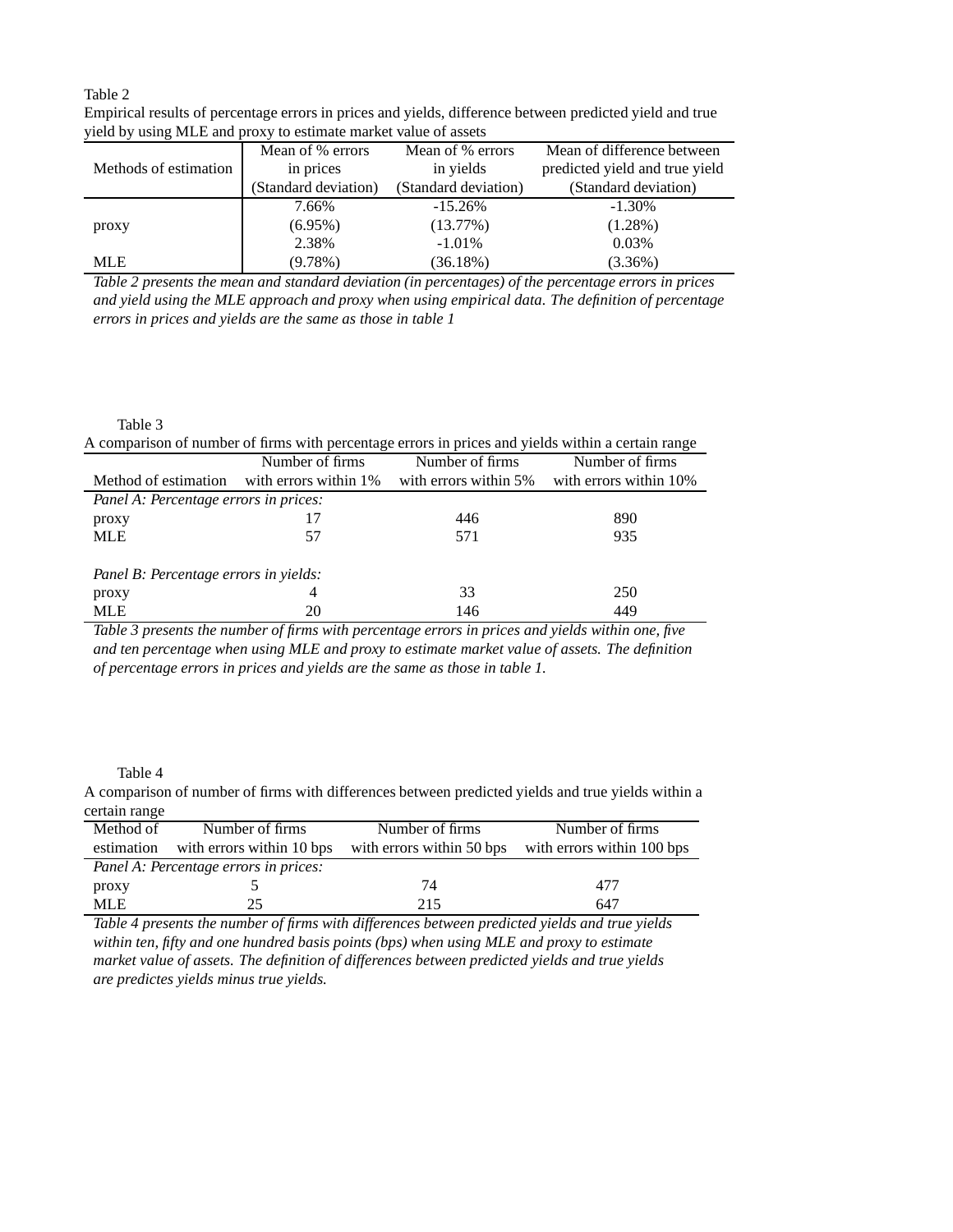Table 2

Empirical results of percentage errors in prices and yields, difference between predicted yield and true yield by using MLE and proxy to estimate market value of assets

| Methods of estimation | Mean of % errors in prices (Standard deviation) | Mean of % errors in yields (Standard deviation) | Mean of difference between predicted yield and true yield (Standard deviation) |
|---|---|---|---|
| proxy | 7.66% (6.95%) | -15.26% (13.77%) | -1.30% (1.28%) |
| MLE | 2.38% (9.78%) | -1.01% (36.18%) | 0.03% (3.36%) |

*Table 2 presents the mean and standard deviation (in percentages) of the percentage errors in prices and yield using the MLE approach and proxy when using empirical data. The definition of percentage errors in prices and yields are the same as those in table 1*

Table 3

A comparison of number of firms with percentage errors in prices and yields within a certain range

| Method of estimation | Number of firms with errors within 1% | Number of firms with errors within 5% | Number of firms with errors within 10% |
|---|---|---|---|
| *Panel A: Percentage errors in prices:* | | | |
| proxy | 17 | 446 | 890 |
| MLE | 57 | 571 | 935 |
| *Panel B: Percentage errors in yields:* | | | |
| proxy | 4 | 33 | 250 |
| MLE | 20 | 146 | 449 |

*Table 3 presents the number of firms with percentage errors in prices and yields within one, five and ten percentage when using MLE and proxy to estimate market value of assets. The definition of percentage errors in prices and yields are the same as those in table 1.*

Table 4

A comparison of number of firms with differences between predicted yields and true yields within a certain range

| Method of estimation | Number of firms with errors within 10 bps | Number of firms with errors within 50 bps | Number of firms with errors within 100 bps |
|---|---|---|---|
| *Panel A: Percentage errors in prices:* | | | |
| proxy | 5 | 74 | 477 |
| MLE | 25 | 215 | 647 |

*Table 4 presents the number of firms with differences between predicted yields and true yields within ten, fifty and one hundred basis points (bps) when using MLE and proxy to estimate market value of assets. The definition of differences between predicted yields and true yields are predictes yields minus true yields.*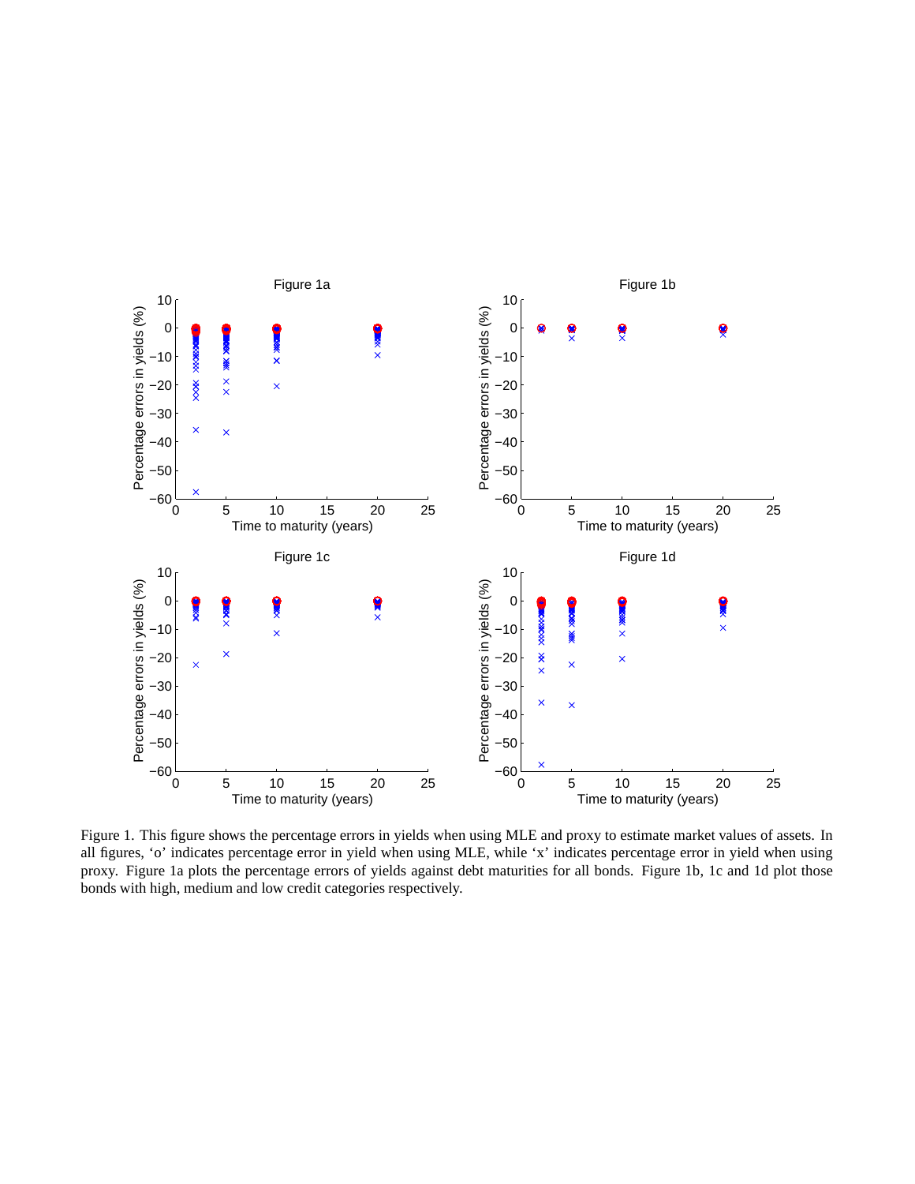Figure 1a

Percentage errors in yields (%)

10
0
−10
−20
−30
−40
−50
−60

0 5 10 15 20 25

Time to maturity (years)

Figure 1b

Percentage errors in yields (%)

10
0
−10
−20
−30
−40
−50
−60

0 5 10 15 20 25

Time to maturity (years)

Figure 1c

Percentage errors in yields (%)

10
0
−10
−20
−30
−40
−50
−60

0 5 10 15 20 25

Time to maturity (years)

Figure 1d

Percentage errors in yields (%)

10
0
−10
−20
−30
−40
−50
−60

0 5 10 15 20 25

Time to maturity (years)

Figure 1. This figure shows the percentage errors in yields when using MLE and proxy to estimate market values of assets. In all figures, 'o' indicates percentage error in yield when using MLE, while 'x' indicates percentage error in yield when using proxy. Figure 1a plots the percentage errors of yields against debt maturities for all bonds. Figure 1b, 1c and 1d plot those bonds with high, medium and low credit categories respectively.